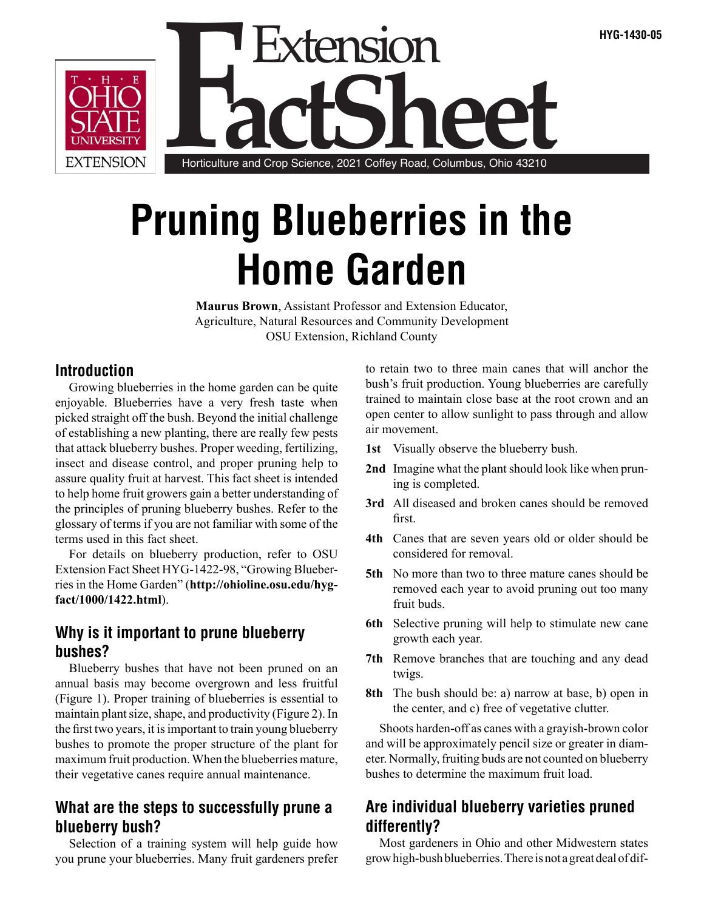HYG-1430-05

# Pruning Blueberries in the Home Garden

**Maurus Brown**, Assistant Professor and Extension Educator,
Agriculture, Natural Resources and Community Development
OSU Extension, Richland County

## Introduction

Growing blueberries in the home garden can be quite enjoyable. Blueberries have a very fresh taste when picked straight off the bush. Beyond the initial challenge of establishing a new planting, there are really few pests that attack blueberry bushes. Proper weeding, fertilizing, insect and disease control, and proper pruning help to assure quality fruit at harvest. This fact sheet is intended to help home fruit growers gain a better understanding of the principles of pruning blueberry bushes. Refer to the glossary of terms if you are not familiar with some of the terms used in this fact sheet.

For details on blueberry production, refer to OSU Extension Fact Sheet HYG-1422-98, "Growing Blueberries in the Home Garden" (**http://ohioline.osu.edu/hyg-fact/1000/1422.html**).

## Why is it important to prune blueberry bushes?

Blueberry bushes that have not been pruned on an annual basis may become overgrown and less fruitful (Figure 1). Proper training of blueberries is essential to maintain plant size, shape, and productivity (Figure 2). In the first two years, it is important to train young blueberry bushes to promote the proper structure of the plant for maximum fruit production. When the blueberries mature, their vegetative canes require annual maintenance.

## What are the steps to successfully prune a blueberry bush?

Selection of a training system will help guide how you prune your blueberries. Many fruit gardeners prefer to retain two to three main canes that will anchor the bush's fruit production. Young blueberries are carefully trained to maintain close base at the root crown and an open center to allow sunlight to pass through and allow air movement.

- **1st** Visually observe the blueberry bush.
- **2nd** Imagine what the plant should look like when pruning is completed.
- **3rd** All diseased and broken canes should be removed first.
- **4th** Canes that are seven years old or older should be considered for removal.
- **5th** No more than two to three mature canes should be removed each year to avoid pruning out too many fruit buds.
- **6th** Selective pruning will help to stimulate new cane growth each year.
- **7th** Remove branches that are touching and any dead twigs.
- **8th** The bush should be: a) narrow at base, b) open in the center, and c) free of vegetative clutter.

Shoots harden-off as canes with a grayish-brown color and will be approximately pencil size or greater in diameter. Normally, fruiting buds are not counted on blueberry bushes to determine the maximum fruit load.

## Are individual blueberry varieties pruned differently?

Most gardeners in Ohio and other Midwestern states grow high-bush blueberries. There is not a great deal of dif-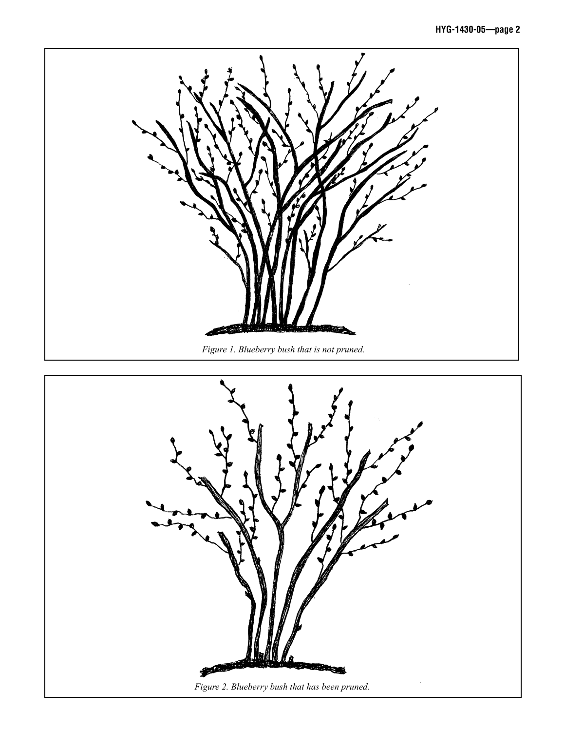*Figure 1. Blueberry bush that is not pruned.*

*Figure 2. Blueberry bush that has been pruned.*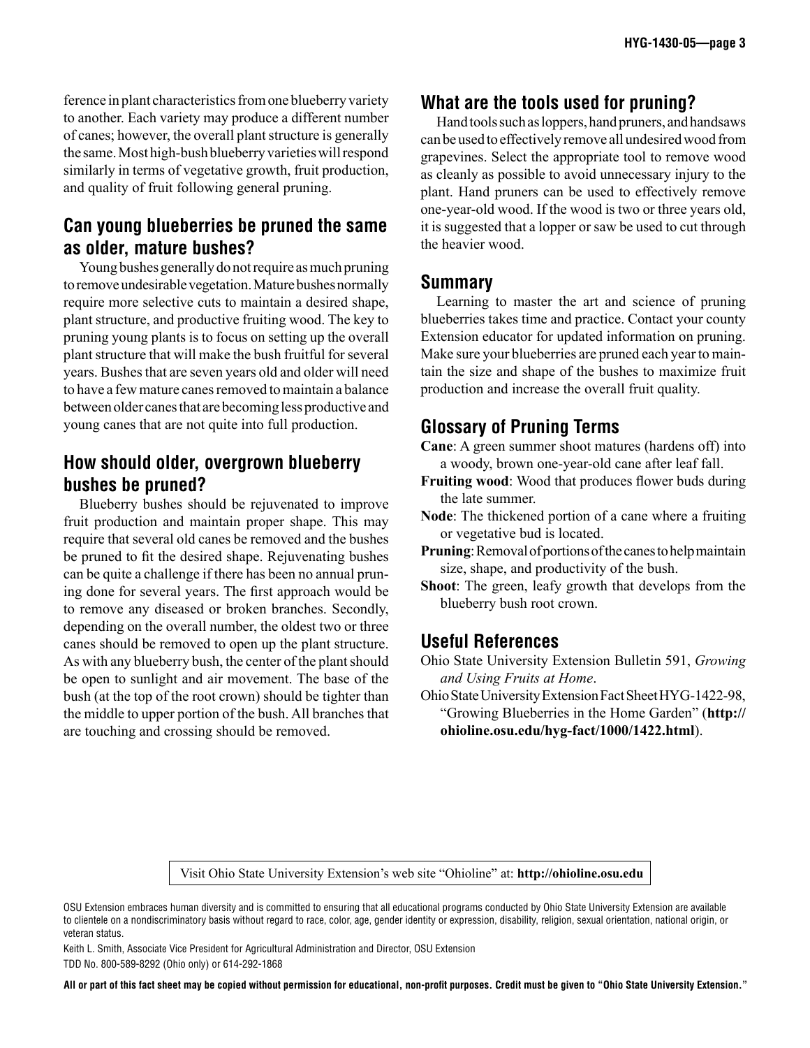ference in plant characteristics from one blueberry variety to another. Each variety may produce a different number of canes; however, the overall plant structure is generally the same. Most high-bush blueberry varieties will respond similarly in terms of vegetative growth, fruit production, and quality of fruit following general pruning.

## Can young blueberries be pruned the same as older, mature bushes?

Young bushes generally do not require as much pruning to remove undesirable vegetation. Mature bushes normally require more selective cuts to maintain a desired shape, plant structure, and productive fruiting wood. The key to pruning young plants is to focus on setting up the overall plant structure that will make the bush fruitful for several years. Bushes that are seven years old and older will need to have a few mature canes removed to maintain a balance between older canes that are becoming less productive and young canes that are not quite into full production.

## How should older, overgrown blueberry bushes be pruned?

Blueberry bushes should be rejuvenated to improve fruit production and maintain proper shape. This may require that several old canes be removed and the bushes be pruned to fit the desired shape. Rejuvenating bushes can be quite a challenge if there has been no annual pruning done for several years. The first approach would be to remove any diseased or broken branches. Secondly, depending on the overall number, the oldest two or three canes should be removed to open up the plant structure. As with any blueberry bush, the center of the plant should be open to sunlight and air movement. The base of the bush (at the top of the root crown) should be tighter than the middle to upper portion of the bush. All branches that are touching and crossing should be removed.

## What are the tools used for pruning?

Hand tools such as loppers, hand pruners, and handsaws can be used to effectively remove all undesired wood from grapevines. Select the appropriate tool to remove wood as cleanly as possible to avoid unnecessary injury to the plant. Hand pruners can be used to effectively remove one-year-old wood. If the wood is two or three years old, it is suggested that a lopper or saw be used to cut through the heavier wood.

## Summary

Learning to master the art and science of pruning blueberries takes time and practice. Contact your county Extension educator for updated information on pruning. Make sure your blueberries are pruned each year to maintain the size and shape of the bushes to maximize fruit production and increase the overall fruit quality.

## Glossary of Pruning Terms

**Cane**: A green summer shoot matures (hardens off) into a woody, brown one-year-old cane after leaf fall.

**Fruiting wood**: Wood that produces flower buds during the late summer.

**Node**: The thickened portion of a cane where a fruiting or vegetative bud is located.

**Pruning**: Removal of portions of the canes to help maintain size, shape, and productivity of the bush.

**Shoot**: The green, leafy growth that develops from the blueberry bush root crown.

## Useful References

Ohio State University Extension Bulletin 591, *Growing and Using Fruits at Home*.

Ohio State University Extension Fact Sheet HYG-1422-98, "Growing Blueberries in the Home Garden" (**http://ohioline.osu.edu/hyg-fact/1000/1422.html**).

Visit Ohio State University Extension's web site "Ohioline" at: **http://ohioline.osu.edu**

OSU Extension embraces human diversity and is committed to ensuring that all educational programs conducted by Ohio State University Extension are available to clientele on a nondiscriminatory basis without regard to race, color, age, gender identity or expression, disability, religion, sexual orientation, national origin, or veteran status.

Keith L. Smith, Associate Vice President for Agricultural Administration and Director, OSU Extension

TDD No. 800-589-8292 (Ohio only) or 614-292-1868

**All or part of this fact sheet may be copied without permission for educational, non-profit purposes. Credit must be given to "Ohio State University Extension."**